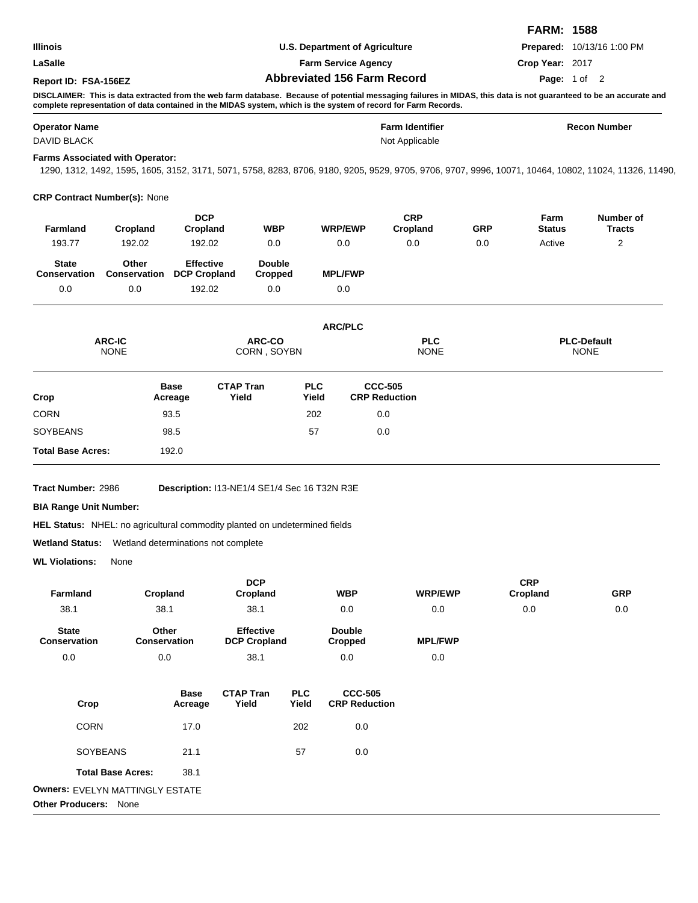**FARM: 1588**

| | | |
|---|---|---|
| **Illinois** | **U.S. Department of Agriculture** | **Prepared:** 10/13/16 1:00 PM |
| **LaSalle** | **Farm Service Agency** | **Crop Year:** 2017 |
| **Report ID: FSA-156EZ** | **Abbreviated 156 Farm Record** | |

**DISCLAIMER: This is data extracted from the web farm database. Because of potential messaging failures in MIDAS, this data is not guaranteed to be an accurate and complete representation of data contained in the MIDAS system, which is the system of record for Farm Records.**

| **Operator Name** | **Farm Identifier** | **Recon Number** |
|---|---|---|
| DAVID BLACK | Not Applicable | |

**Farms Associated with Operator:**

1290, 1312, 1492, 1595, 1605, 3152, 3171, 5071, 5758, 8283, 8706, 9180, 9205, 9529, 9705, 9706, 9707, 9996, 10071, 10464, 10802, 11024, 11326, 11490,

**CRP Contract Number(s):** None

| Farmland | Cropland | DCP Cropland | WBP | WRP/EWP | CRP Cropland | GRP | Farm Status | Number of Tracts |
|---|---|---|---|---|---|---|---|---|
| 193.77 | 192.02 | 192.02 | 0.0 | 0.0 | 0.0 | 0.0 | Active | 2 |

| State Conservation | Other Conservation | Effective DCP Cropland | Double Cropped | MPL/FWP |
|---|---|---|---|---|
| 0.0 | 0.0 | 192.02 | 0.0 | 0.0 |

**ARC/PLC**

| ARC-IC | ARC-CO | PLC | PLC-Default |
|---|---|---|---|
| NONE | CORN , SOYBN | NONE | NONE |

| Crop | Base Acreage | CTAP Tran Yield | PLC Yield | CCC-505 CRP Reduction |
|---|---|---|---|---|
| CORN | 93.5 | | 202 | 0.0 |
| SOYBEANS | 98.5 | | 57 | 0.0 |
| **Total Base Acres:** | 192.0 | | | |

**Tract Number:** 2986 **Description:** I13-NE1/4 SE1/4 Sec 16 T32N R3E

**BIA Range Unit Number:**

**HEL Status:** NHEL: no agricultural commodity planted on undetermined fields

**Wetland Status:** Wetland determinations not complete

**WL Violations:** None

| Farmland | Cropland | DCP Cropland | WBP | WRP/EWP | CRP Cropland | GRP |
|---|---|---|---|---|---|---|
| 38.1 | 38.1 | 38.1 | 0.0 | 0.0 | 0.0 | 0.0 |

| State Conservation | Other Conservation | Effective DCP Cropland | Double Cropped | MPL/FWP |
|---|---|---|---|---|
| 0.0 | 0.0 | 38.1 | 0.0 | 0.0 |

| Crop | Base Acreage | CTAP Tran Yield | PLC Yield | CCC-505 CRP Reduction |
|---|---|---|---|---|
| CORN | 17.0 | | 202 | 0.0 |
| SOYBEANS | 21.1 | | 57 | 0.0 |
| **Total Base Acres:** | 38.1 | | | |

**Owners:** EVELYN MATTINGLY ESTATE

**Other Producers:** None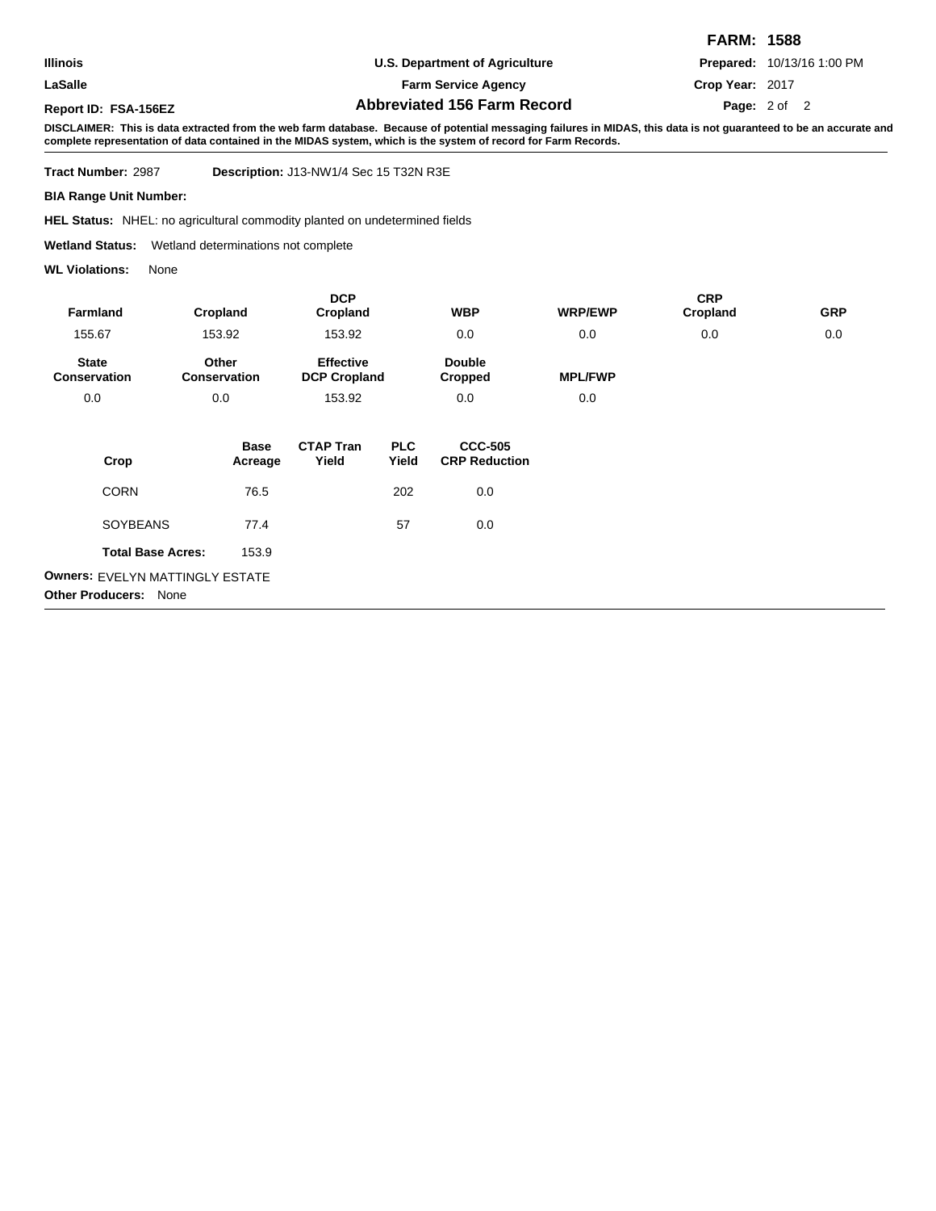**FARM: 1588**

**Illinois** | **U.S. Department of Agriculture** | **Prepared:** 10/13/16 1:00 PM

**LaSalle** | **Farm Service Agency** | **Crop Year:** 2017

**Report ID: FSA-156EZ** | **Abbreviated 156 Farm Record**

**DISCLAIMER: This is data extracted from the web farm database. Because of potential messaging failures in MIDAS, this data is not guaranteed to be an accurate and complete representation of data contained in the MIDAS system, which is the system of record for Farm Records.**

**Tract Number:** 2987 **Description:** J13-NW1/4 Sec 15 T32N R3E

**BIA Range Unit Number:**

**HEL Status:** NHEL: no agricultural commodity planted on undetermined fields

**Wetland Status:** Wetland determinations not complete

**WL Violations:** None

| Farmland | Cropland | DCP Cropland | WBP | WRP/EWP | CRP Cropland | GRP |
|---|---|---|---|---|---|---|
| 155.67 | 153.92 | 153.92 | 0.0 | 0.0 | 0.0 | 0.0 |

| State Conservation | Other Conservation | Effective DCP Cropland | Double Cropped | MPL/FWP |
|---|---|---|---|---|
| 0.0 | 0.0 | 153.92 | 0.0 | 0.0 |

| Crop | Base Acreage | CTAP Tran Yield | PLC Yield | CCC-505 CRP Reduction |
|---|---|---|---|---|
| CORN | 76.5 | | 202 | 0.0 |
| SOYBEANS | 77.4 | | 57 | 0.0 |
| **Total Base Acres:** | 153.9 | | | |

**Owners:** EVELYN MATTINGLY ESTATE

**Other Producers:** None